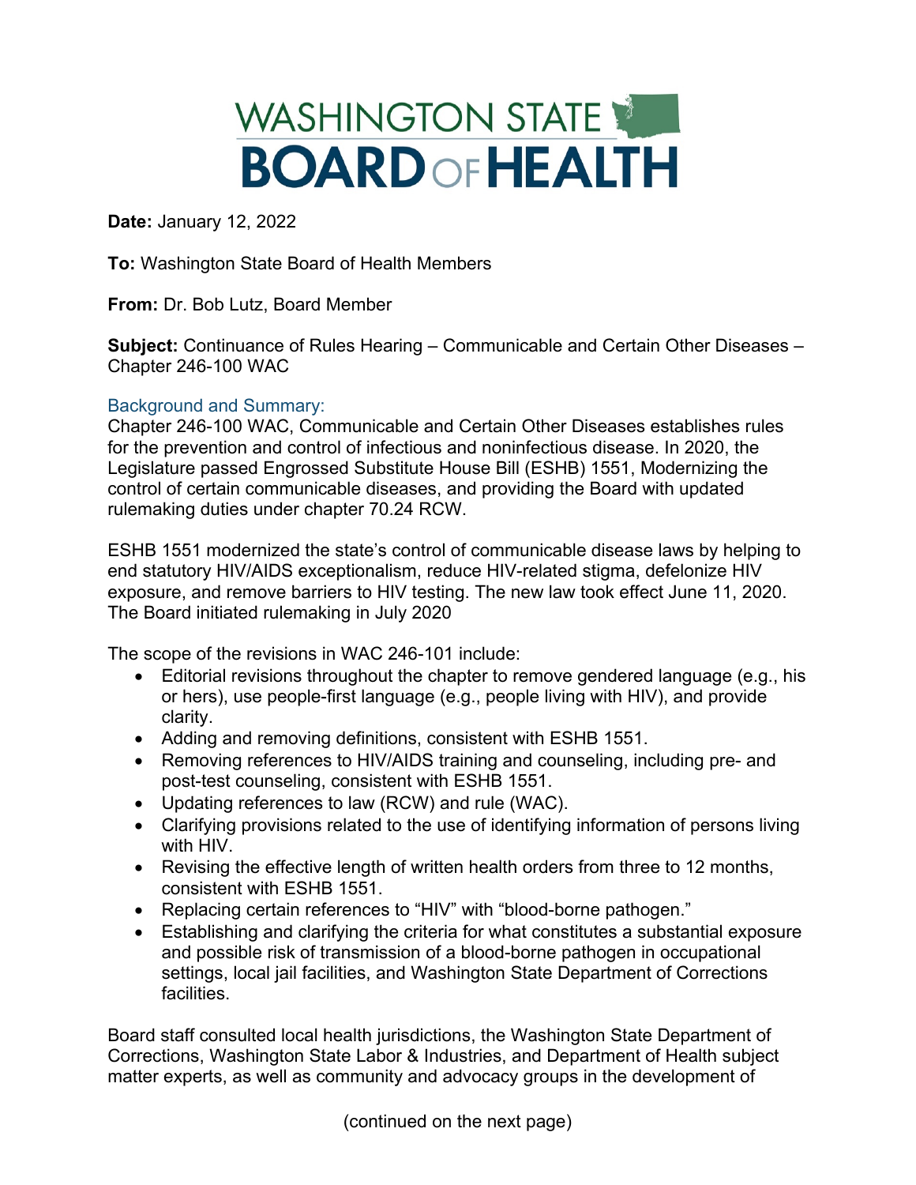# WASHINGTON STATE BOARD OF HEALTH

**Date:** January 12, 2022

**To:** Washington State Board of Health Members

**From:** Dr. Bob Lutz, Board Member

**Subject:** Continuance of Rules Hearing – Communicable and Certain Other Diseases – Chapter 246-100 WAC

## Background and Summary:

Chapter 246-100 WAC, Communicable and Certain Other Diseases establishes rules for the prevention and control of infectious and noninfectious disease. In 2020, the Legislature passed Engrossed Substitute House Bill (ESHB) 1551, Modernizing the control of certain communicable diseases, and providing the Board with updated rulemaking duties under chapter 70.24 RCW.

ESHB 1551 modernized the state's control of communicable disease laws by helping to end statutory HIV/AIDS exceptionalism, reduce HIV-related stigma, defelonize HIV exposure, and remove barriers to HIV testing. The new law took effect June 11, 2020. The Board initiated rulemaking in July 2020

The scope of the revisions in WAC 246-101 include:

- Editorial revisions throughout the chapter to remove gendered language (e.g., his or hers), use people-first language (e.g., people living with HIV), and provide clarity.
- Adding and removing definitions, consistent with ESHB 1551.
- Removing references to HIV/AIDS training and counseling, including pre- and post-test counseling, consistent with ESHB 1551.
- Updating references to law (RCW) and rule (WAC).
- Clarifying provisions related to the use of identifying information of persons living with HIV.
- Revising the effective length of written health orders from three to 12 months, consistent with ESHB 1551.
- Replacing certain references to "HIV" with "blood-borne pathogen."
- Establishing and clarifying the criteria for what constitutes a substantial exposure and possible risk of transmission of a blood-borne pathogen in occupational settings, local jail facilities, and Washington State Department of Corrections facilities.

Board staff consulted local health jurisdictions, the Washington State Department of Corrections, Washington State Labor & Industries, and Department of Health subject matter experts, as well as community and advocacy groups in the development of

(continued on the next page)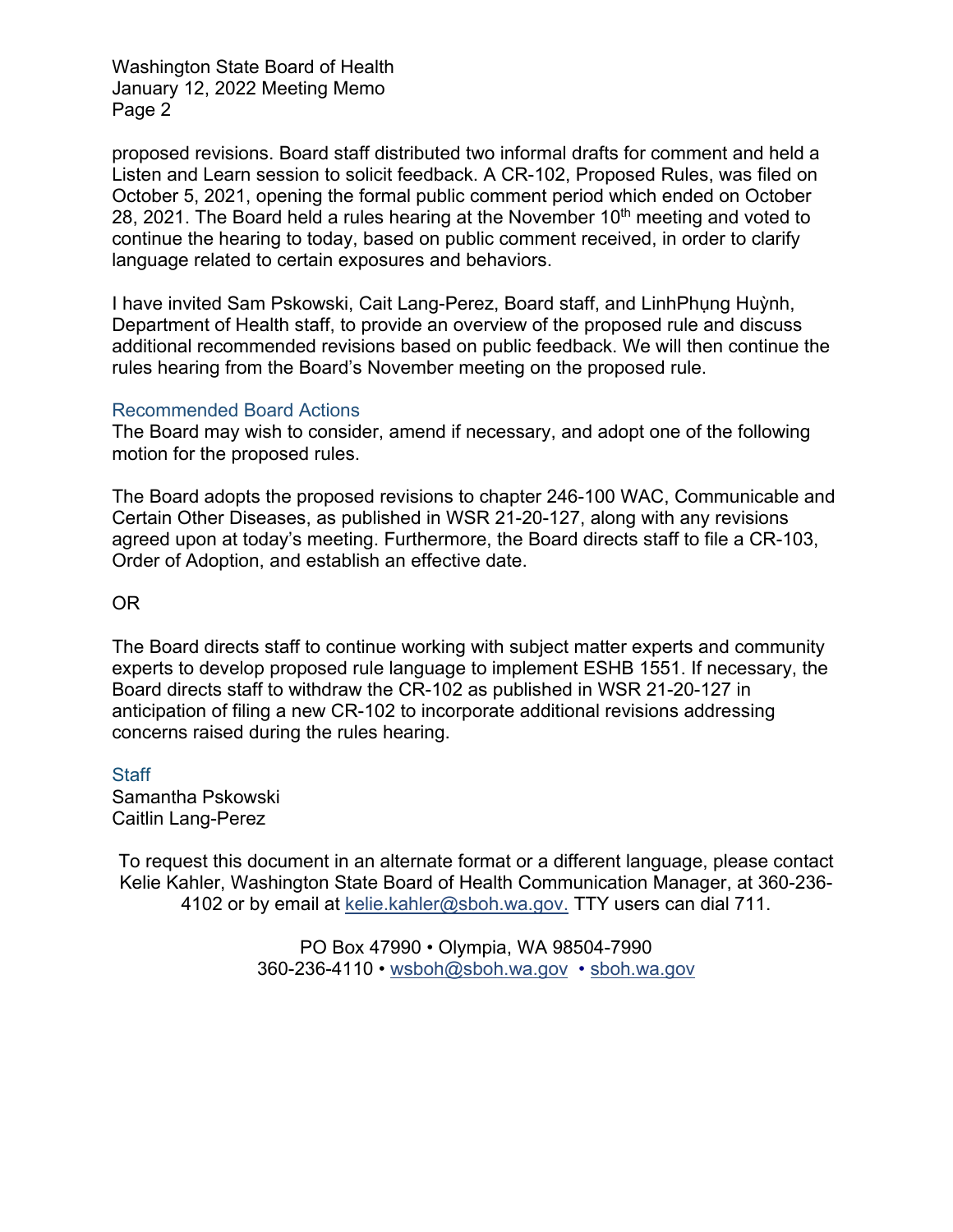proposed revisions. Board staff distributed two informal drafts for comment and held a Listen and Learn session to solicit feedback. A CR-102, Proposed Rules, was filed on October 5, 2021, opening the formal public comment period which ended on October 28, 2021. The Board held a rules hearing at the November 10th meeting and voted to continue the hearing to today, based on public comment received, in order to clarify language related to certain exposures and behaviors.

I have invited Sam Pskowski, Cait Lang-Perez, Board staff, and LinhPhụng Huỳnh, Department of Health staff, to provide an overview of the proposed rule and discuss additional recommended revisions based on public feedback. We will then continue the rules hearing from the Board's November meeting on the proposed rule.

### Recommended Board Actions

The Board may wish to consider, amend if necessary, and adopt one of the following motion for the proposed rules.

The Board adopts the proposed revisions to chapter 246-100 WAC, Communicable and Certain Other Diseases, as published in WSR 21-20-127, along with any revisions agreed upon at today's meeting. Furthermore, the Board directs staff to file a CR-103, Order of Adoption, and establish an effective date.

OR

The Board directs staff to continue working with subject matter experts and community experts to develop proposed rule language to implement ESHB 1551. If necessary, the Board directs staff to withdraw the CR-102 as published in WSR 21-20-127 in anticipation of filing a new CR-102 to incorporate additional revisions addressing concerns raised during the rules hearing.

### Staff

Samantha Pskowski
Caitlin Lang-Perez

To request this document in an alternate format or a different language, please contact Kelie Kahler, Washington State Board of Health Communication Manager, at 360-236-4102 or by email at kelie.kahler@sboh.wa.gov. TTY users can dial 711.

PO Box 47990 • Olympia, WA 98504-7990
360-236-4110 • wsboh@sboh.wa.gov • sboh.wa.gov